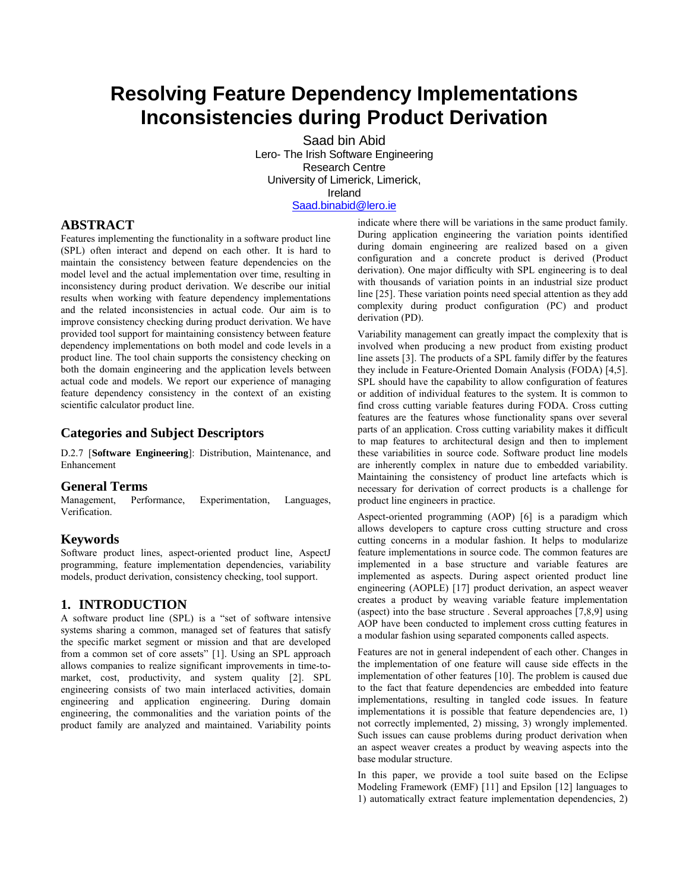# Resolving Feature Dependency Implementations Inconsistencies during Product Derivation

Saad bin Abid
Lero- The Irish Software Engineering Research Centre
University of Limerick, Limerick, Ireland
Saad.binabid@lero.ie

## ABSTRACT

Features implementing the functionality in a software product line (SPL) often interact and depend on each other. It is hard to maintain the consistency between feature dependencies on the model level and the actual implementation over time, resulting in inconsistency during product derivation. We describe our initial results when working with feature dependency implementations and the related inconsistencies in actual code. Our aim is to improve consistency checking during product derivation. We have provided tool support for maintaining consistency between feature dependency implementations on both model and code levels in a product line. The tool chain supports the consistency checking on both the domain engineering and the application levels between actual code and models. We report our experience of managing feature dependency consistency in the context of an existing scientific calculator product line.

## Categories and Subject Descriptors

D.2.7 [**Software Engineering**]: Distribution, Maintenance, and Enhancement

## General Terms

Management, Performance, Experimentation, Languages, Verification.

## Keywords

Software product lines, aspect-oriented product line, AspectJ programming, feature implementation dependencies, variability models, product derivation, consistency checking, tool support.

## 1. INTRODUCTION

A software product line (SPL) is a "set of software intensive systems sharing a common, managed set of features that satisfy the specific market segment or mission and that are developed from a common set of core assets" [1]. Using an SPL approach allows companies to realize significant improvements in time-to-market, cost, productivity, and system quality [2]. SPL engineering consists of two main interlaced activities, domain engineering and application engineering. During domain engineering, the commonalities and the variation points of the product family are analyzed and maintained. Variability points indicate where there will be variations in the same product family. During application engineering the variation points identified during domain engineering are realized based on a given configuration and a concrete product is derived (Product derivation). One major difficulty with SPL engineering is to deal with thousands of variation points in an industrial size product line [25]. These variation points need special attention as they add complexity during product configuration (PC) and product derivation (PD).

Variability management can greatly impact the complexity that is involved when producing a new product from existing product line assets [3]. The products of a SPL family differ by the features they include in Feature-Oriented Domain Analysis (FODA) [4,5]. SPL should have the capability to allow configuration of features or addition of individual features to the system. It is common to find cross cutting variable features during FODA. Cross cutting features are the features whose functionality spans over several parts of an application. Cross cutting variability makes it difficult to map features to architectural design and then to implement these variabilities in source code. Software product line models are inherently complex in nature due to embedded variability. Maintaining the consistency of product line artefacts which is necessary for derivation of correct products is a challenge for product line engineers in practice.

Aspect-oriented programming (AOP) [6] is a paradigm which allows developers to capture cross cutting structure and cross cutting concerns in a modular fashion. It helps to modularize feature implementations in source code. The common features are implemented in a base structure and variable features are implemented as aspects. During aspect oriented product line engineering (AOPLE) [17] product derivation, an aspect weaver creates a product by weaving variable feature implementation (aspect) into the base structure . Several approaches [7,8,9] using AOP have been conducted to implement cross cutting features in a modular fashion using separated components called aspects.

Features are not in general independent of each other. Changes in the implementation of one feature will cause side effects in the implementation of other features [10]. The problem is caused due to the fact that feature dependencies are embedded into feature implementations, resulting in tangled code issues. In feature implementations it is possible that feature dependencies are, 1) not correctly implemented, 2) missing, 3) wrongly implemented. Such issues can cause problems during product derivation when an aspect weaver creates a product by weaving aspects into the base modular structure.

In this paper, we provide a tool suite based on the Eclipse Modeling Framework (EMF) [11] and Epsilon [12] languages to 1) automatically extract feature implementation dependencies, 2)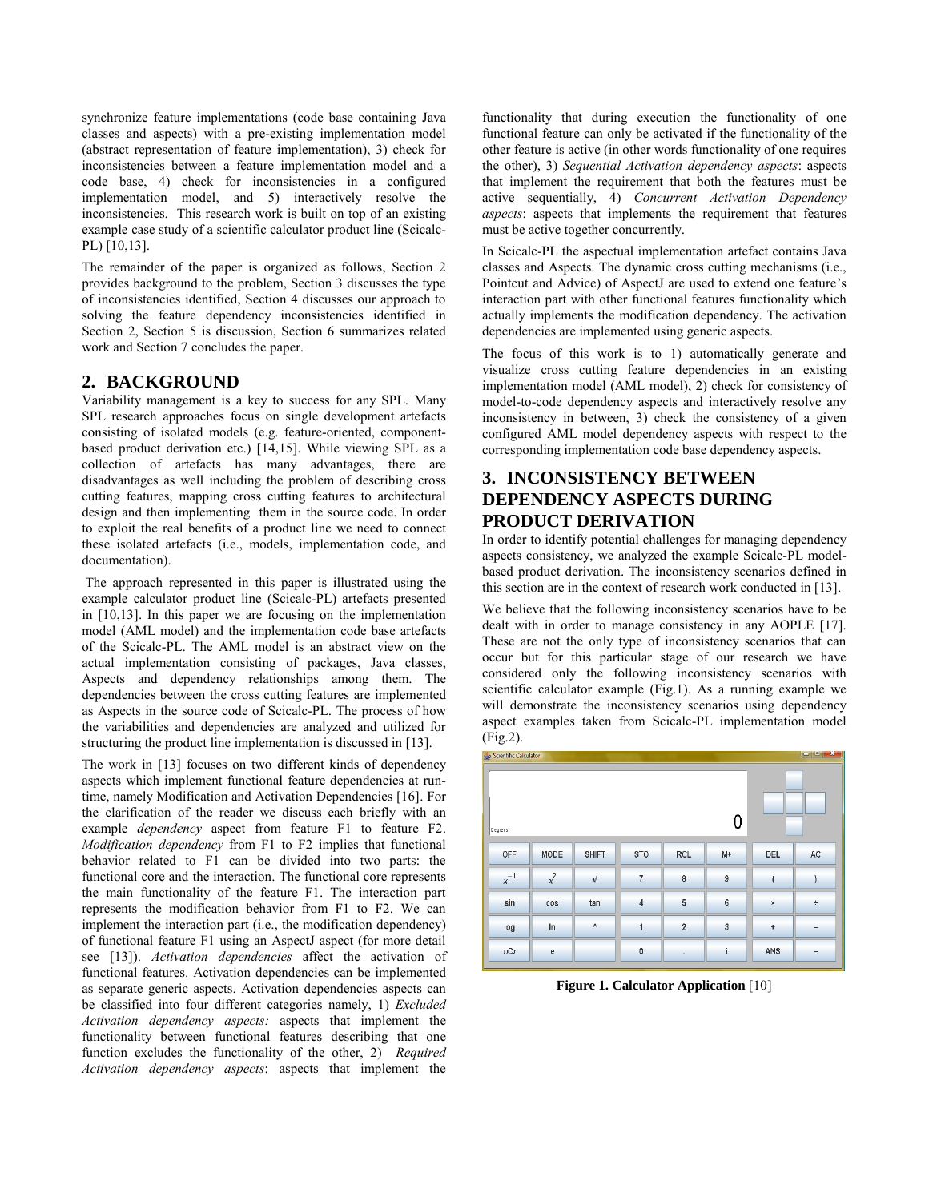synchronize feature implementations (code base containing Java classes and aspects) with a pre-existing implementation model (abstract representation of feature implementation), 3) check for inconsistencies between a feature implementation model and a code base, 4) check for inconsistencies in a configured implementation model, and 5) interactively resolve the inconsistencies. This research work is built on top of an existing example case study of a scientific calculator product line (Scicalc-PL) [10,13].

The remainder of the paper is organized as follows, Section 2 provides background to the problem, Section 3 discusses the type of inconsistencies identified, Section 4 discusses our approach to solving the feature dependency inconsistencies identified in Section 2, Section 5 is discussion, Section 6 summarizes related work and Section 7 concludes the paper.

## 2. BACKGROUND

Variability management is a key to success for any SPL. Many SPL research approaches focus on single development artefacts consisting of isolated models (e.g. feature-oriented, component-based product derivation etc.) [14,15]. While viewing SPL as a collection of artefacts has many advantages, there are disadvantages as well including the problem of describing cross cutting features, mapping cross cutting features to architectural design and then implementing them in the source code. In order to exploit the real benefits of a product line we need to connect these isolated artefacts (i.e., models, implementation code, and documentation).

The approach represented in this paper is illustrated using the example calculator product line (Scicalc-PL) artefacts presented in [10,13]. In this paper we are focusing on the implementation model (AML model) and the implementation code base artefacts of the Scicalc-PL. The AML model is an abstract view on the actual implementation consisting of packages, Java classes, Aspects and dependency relationships among them. The dependencies between the cross cutting features are implemented as Aspects in the source code of Scicalc-PL. The process of how the variabilities and dependencies are analyzed and utilized for structuring the product line implementation is discussed in [13].

The work in [13] focuses on two different kinds of dependency aspects which implement functional feature dependencies at run-time, namely Modification and Activation Dependencies [16]. For the clarification of the reader we discuss each briefly with an example *dependency* aspect from feature F1 to feature F2. *Modification dependency* from F1 to F2 implies that functional behavior related to F1 can be divided into two parts: the functional core and the interaction. The functional core represents the main functionality of the feature F1. The interaction part represents the modification behavior from F1 to F2. We can implement the interaction part (i.e., the modification dependency) of functional feature F1 using an AspectJ aspect (for more detail see [13]). *Activation dependencies* affect the activation of functional features. Activation dependencies can be implemented as separate generic aspects. Activation dependencies aspects can be classified into four different categories namely, 1) *Excluded Activation dependency aspects:* aspects that implement the functionality between functional features describing that one function excludes the functionality of the other, 2) *Required Activation dependency aspects*: aspects that implement the functionality that during execution the functionality of one functional feature can only be activated if the functionality of the other feature is active (in other words functionality of one requires the other), 3) *Sequential Activation dependency aspects*: aspects that implement the requirement that both the features must be active sequentially, 4) *Concurrent Activation Dependency aspects*: aspects that implements the requirement that features must be active together concurrently.

In Scicalc-PL the aspectual implementation artefact contains Java classes and Aspects. The dynamic cross cutting mechanisms (i.e., Pointcut and Advice) of AspectJ are used to extend one feature's interaction part with other functional features functionality which actually implements the modification dependency. The activation dependencies are implemented using generic aspects.

The focus of this work is to 1) automatically generate and visualize cross cutting feature dependencies in an existing implementation model (AML model), 2) check for consistency of model-to-code dependency aspects and interactively resolve any inconsistency in between, 3) check the consistency of a given configured AML model dependency aspects with respect to the corresponding implementation code base dependency aspects.

## 3. INCONSISTENCY BETWEEN DEPENDENCY ASPECTS DURING PRODUCT DERIVATION

In order to identify potential challenges for managing dependency aspects consistency, we analyzed the example Scicalc-PL model-based product derivation. The inconsistency scenarios defined in this section are in the context of research work conducted in [13].

We believe that the following inconsistency scenarios have to be dealt with in order to manage consistency in any AOPLE [17]. These are not the only type of inconsistency scenarios that can occur but for this particular stage of our research we have considered only the following inconsistency scenarios with scientific calculator example (Fig.1). As a running example we will demonstrate the inconsistency scenarios using dependency aspect examples taken from Scicalc-PL implementation model (Fig.2).

**Figure 1. Calculator Application** [10]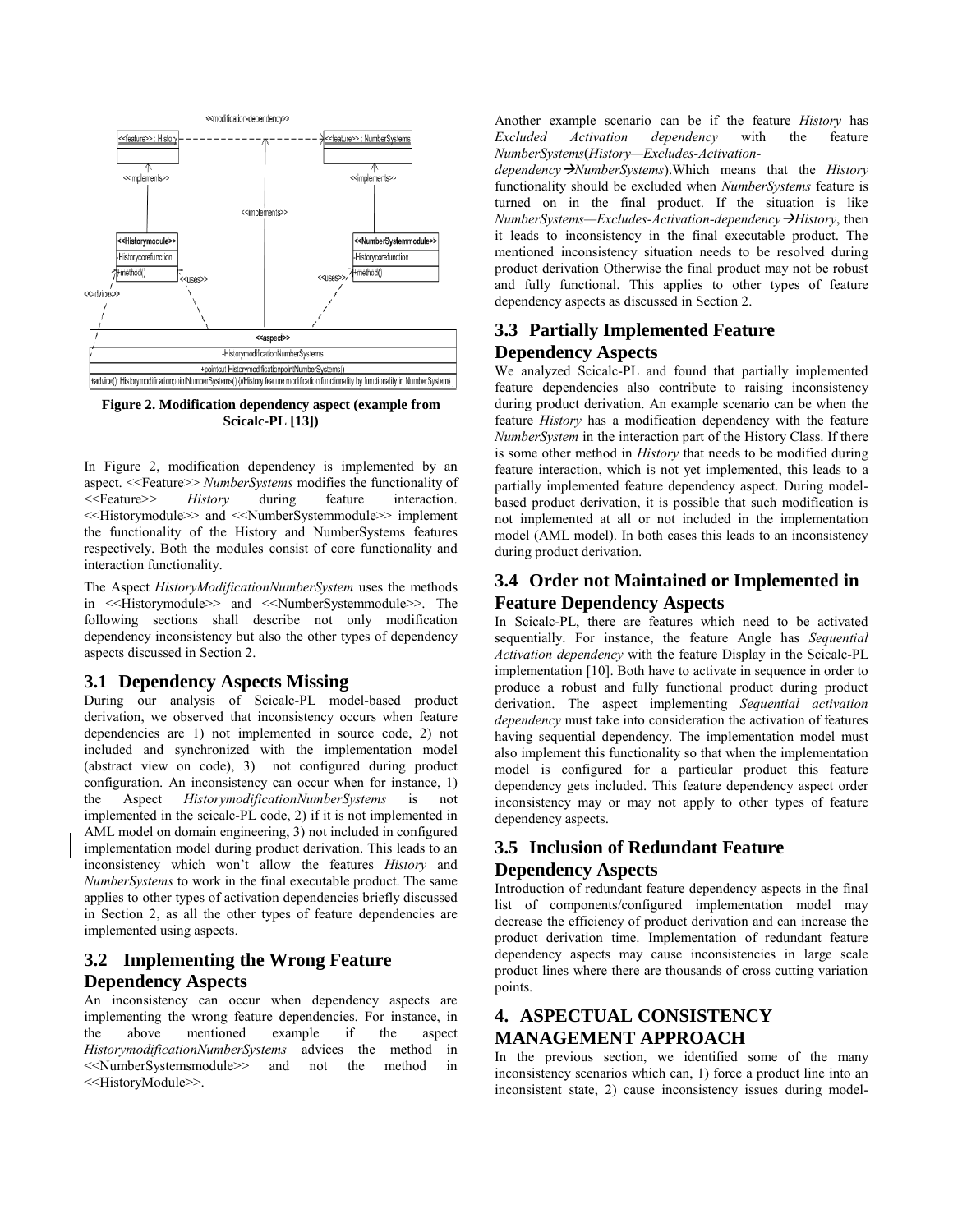**Figure 2. Modification dependency aspect (example from Scicalc-PL [13])**

In Figure 2, modification dependency is implemented by an aspect. <<Feature>> *NumberSystems* modifies the functionality of <<Feature>> *History* during feature interaction. <<Historymodule>> and <<NumberSystemmodule>> implement the functionality of the History and NumberSystems features respectively. Both the modules consist of core functionality and interaction functionality.

The Aspect *HistoryModificationNumberSystem* uses the methods in <<Historymodule>> and <<NumberSystemmodule>>. The following sections shall describe not only modification dependency inconsistency but also the other types of dependency aspects discussed in Section 2.

## 3.1 Dependency Aspects Missing

During our analysis of Scicalc-PL model-based product derivation, we observed that inconsistency occurs when feature dependencies are 1) not implemented in source code, 2) not included and synchronized with the implementation model (abstract view on code), 3) not configured during product configuration. An inconsistency can occur when for instance, 1) the Aspect *HistorymodificationNumberSystems* is not implemented in the scicalc-PL code, 2) if it is not implemented in AML model on domain engineering, 3) not included in configured implementation model during product derivation. This leads to an inconsistency which won't allow the features *History* and *NumberSystems* to work in the final executable product. The same applies to other types of activation dependencies briefly discussed in Section 2, as all the other types of feature dependencies are implemented using aspects.

## 3.2 Implementing the Wrong Feature Dependency Aspects

An inconsistency can occur when dependency aspects are implementing the wrong feature dependencies. For instance, in the above mentioned example if the aspect *HistorymodificationNumberSystems* advices the method in <<NumberSystemsmodule>> and not the method in <<HistoryModule>>.

Another example scenario can be if the feature *History* has *Excluded Activation dependency* with the feature *NumberSystems*(*History—Excludes-Activation-dependency→NumberSystems*).Which means that the *History* functionality should be excluded when *NumberSystems* feature is turned on in the final product. If the situation is like *NumberSystems—Excludes-Activation-dependency→History*, then it leads to inconsistency in the final executable product. The mentioned inconsistency situation needs to be resolved during product derivation Otherwise the final product may not be robust and fully functional. This applies to other types of feature dependency aspects as discussed in Section 2.

## 3.3 Partially Implemented Feature Dependency Aspects

We analyzed Scicalc-PL and found that partially implemented feature dependencies also contribute to raising inconsistency during product derivation. An example scenario can be when the feature *History* has a modification dependency with the feature *NumberSystem* in the interaction part of the History Class. If there is some other method in *History* that needs to be modified during feature interaction, which is not yet implemented, this leads to a partially implemented feature dependency aspect. During model-based product derivation, it is possible that such modification is not implemented at all or not included in the implementation model (AML model). In both cases this leads to an inconsistency during product derivation.

## 3.4 Order not Maintained or Implemented in Feature Dependency Aspects

In Scicalc-PL, there are features which need to be activated sequentially. For instance, the feature Angle has *Sequential Activation dependency* with the feature Display in the Scicalc-PL implementation [10]. Both have to activate in sequence in order to produce a robust and fully functional product during product derivation. The aspect implementing *Sequential activation dependency* must take into consideration the activation of features having sequential dependency. The implementation model must also implement this functionality so that when the implementation model is configured for a particular product this feature dependency gets included. This feature dependency aspect order inconsistency may or may not apply to other types of feature dependency aspects.

## 3.5 Inclusion of Redundant Feature Dependency Aspects

Introduction of redundant feature dependency aspects in the final list of components/configured implementation model may decrease the efficiency of product derivation and can increase the product derivation time. Implementation of redundant feature dependency aspects may cause inconsistencies in large scale product lines where there are thousands of cross cutting variation points.

# 4. ASPECTUAL CONSISTENCY MANAGEMENT APPROACH

In the previous section, we identified some of the many inconsistency scenarios which can, 1) force a product line into an inconsistent state, 2) cause inconsistency issues during model-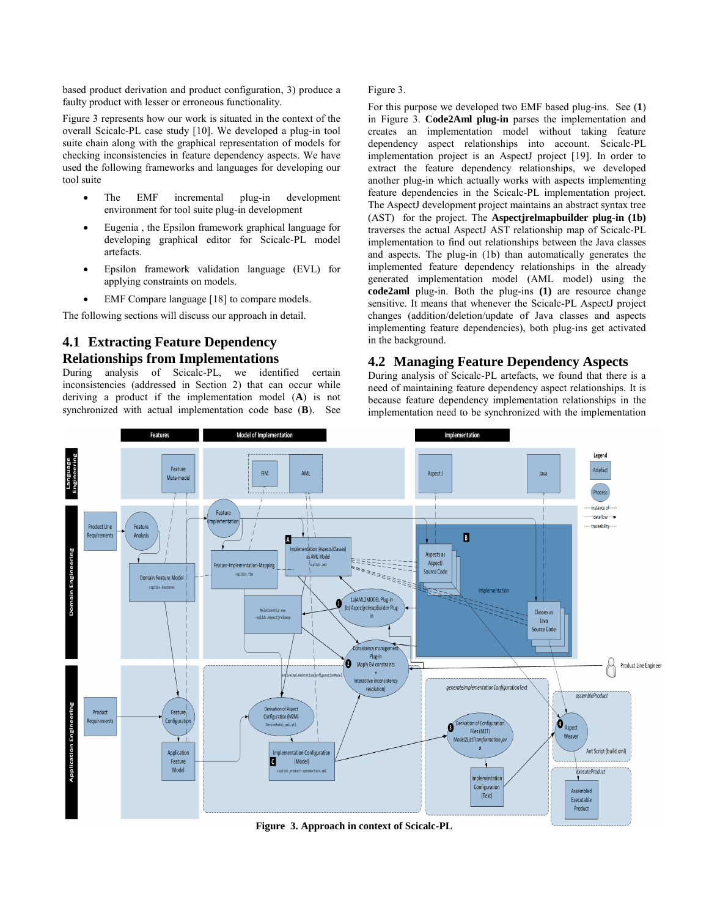based product derivation and product configuration, 3) produce a faulty product with lesser or erroneous functionality.

Figure 3 represents how our work is situated in the context of the overall Scicalc-PL case study [10]. We developed a plug-in tool suite chain along with the graphical representation of models for checking inconsistencies in feature dependency aspects. We have used the following frameworks and languages for developing our tool suite

- The EMF incremental plug-in development environment for tool suite plug-in development
- Eugenia , the Epsilon framework graphical language for developing graphical editor for Scicalc-PL model artefacts.
- Epsilon framework validation language (EVL) for applying constraints on models.
- EMF Compare language [18] to compare models.

The following sections will discuss our approach in detail.

## 4.1 Extracting Feature Dependency Relationships from Implementations

During analysis of Scicalc-PL, we identified certain inconsistencies (addressed in Section 2) that can occur while deriving a product if the implementation model (**A**) is not synchronized with actual implementation code base (**B**). See Figure 3.

For this purpose we developed two EMF based plug-ins. See (**1**) in Figure 3. **Code2Aml plug-in** parses the implementation and creates an implementation model without taking feature dependency aspect relationships into account. Scicalc-PL implementation project is an AspectJ project [19]. In order to extract the feature dependency relationships, we developed another plug-in which actually works with aspects implementing feature dependencies in the Scicalc-PL implementation project. The AspectJ development project maintains an abstract syntax tree (AST) for the project. The **Aspectjrelmapbuilder plug-in (1b)** traverses the actual AspectJ AST relationship map of Scicalc-PL implementation to find out relationships between the Java classes and aspects. The plug-in (1b) than automatically generates the implemented feature dependency relationships in the already generated implementation model (AML model) using the **code2aml** plug-in. Both the plug-ins **(1)** are resource change sensitive. It means that whenever the Scicalc-PL AspectJ project changes (addition/deletion/update of Java classes and aspects implementing feature dependencies), both plug-ins get activated in the background.

## 4.2 Managing Feature Dependency Aspects

During analysis of Scicalc-PL artefacts, we found that there is a need of maintaining feature dependency aspect relationships. It is because feature dependency implementation relationships in the implementation need to be synchronized with the implementation

**Figure 3. Approach in context of Scicalc-PL**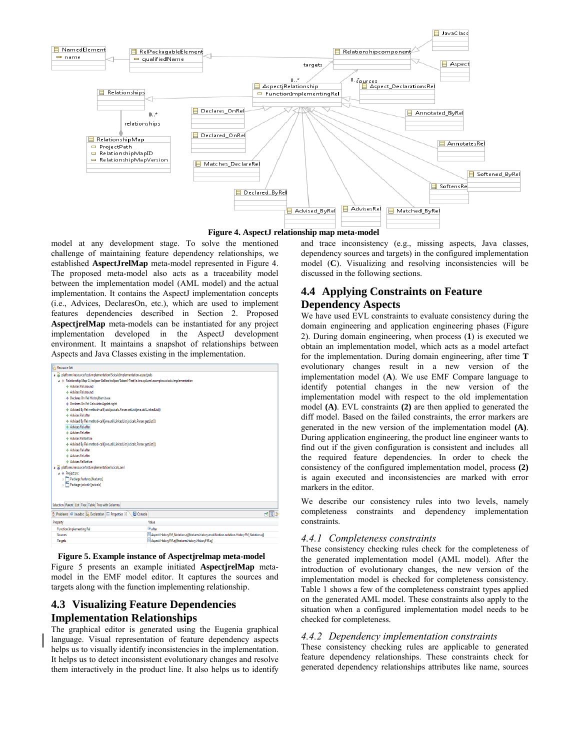**Figure 4. AspectJ relationship map meta-model**

model at any development stage. To solve the mentioned challenge of maintaining feature dependency relationships, we established **AspectJrelMap** meta-model represented in Figure 4. The proposed meta-model also acts as a traceability model between the implementation model (AML model) and the actual implementation. It contains the AspectJ implementation concepts (i.e., Advices, DeclaresOn, etc.), which are used to implement features dependencies described in Section 2. Proposed **AspectjrelMap** meta-models can be instantiated for any project implementation developed in the AspectJ development environment. It maintains a snapshot of relationships between Aspects and Java Classes existing in the implementation.

**Figure 5. Example instance of Aspectjrelmap meta-model**

Figure 5 presents an example initiated **AspectjrelMap** meta-model in the EMF model editor. It captures the sources and targets along with the function implementing relationship.

## 4.3 Visualizing Feature Dependencies Implementation Relationships

The graphical editor is generated using the Eugenia graphical language. Visual representation of feature dependency aspects helps us to visually identify inconsistencies in the implementation. It helps us to detect inconsistent evolutionary changes and resolve them interactively in the product line. It also helps us to identify and trace inconsistency (e.g., missing aspects, Java classes, dependency sources and targets) in the configured implementation model (**C**). Visualizing and resolving inconsistencies will be discussed in the following sections.

## 4.4 Applying Constraints on Feature Dependency Aspects

We have used EVL constraints to evaluate consistency during the domain engineering and application engineering phases (Figure 2). During domain engineering, when process (**1**) is executed we obtain an implementation model, which acts as a model artefact for the implementation. During domain engineering, after time **T** evolutionary changes result in a new version of the implementation model (**A**). We use EMF Compare language to identify potential changes in the new version of the implementation model with respect to the old implementation model **(A)**. EVL constraints **(2)** are then applied to generated the diff model. Based on the failed constraints, the error markers are generated in the new version of the implementation model **(A)**. During application engineering, the product line engineer wants to find out if the given configuration is consistent and includes all the required feature dependencies. In order to check the consistency of the configured implementation model, process **(2)** is again executed and inconsistencies are marked with error markers in the editor.

We describe our consistency rules into two levels, namely completeness constraints and dependency implementation constraints.

### *4.4.1 Completeness constraints*

These consistency checking rules check for the completeness of the generated implementation model (AML model). After the introduction of evolutionary changes, the new version of the implementation model is checked for completeness consistency. Table 1 shows a few of the completeness constraint types applied on the generated AML model. These constraints also apply to the situation when a configured implementation model needs to be checked for completeness.

### *4.4.2 Dependency implementation constraints*

These consistency checking rules are applicable to generated feature dependency relationships. These constraints check for generated dependency relationships attributes like name, sources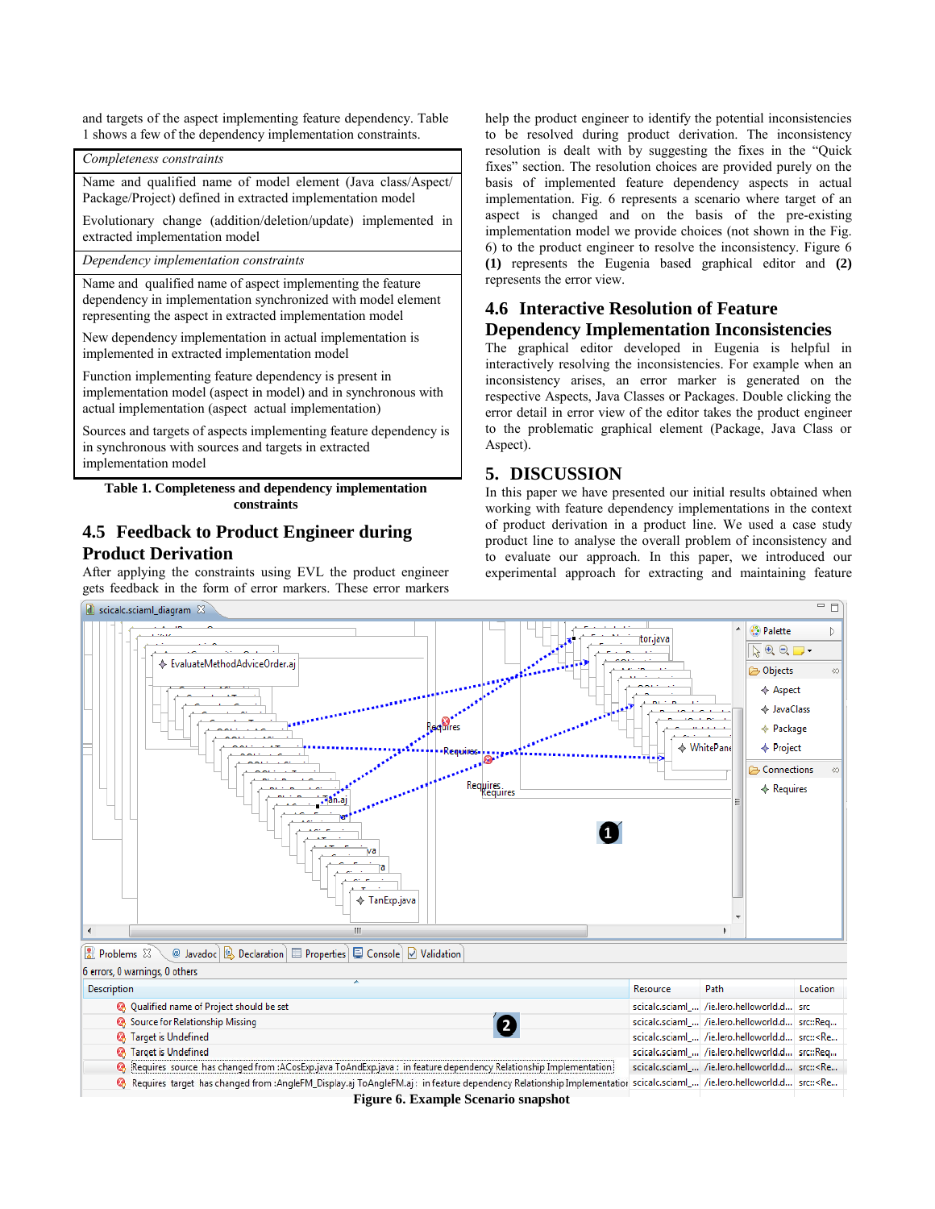and targets of the aspect implementing feature dependency. Table 1 shows a few of the dependency implementation constraints.

| *Completeness constraints* |
|---|
| Name and qualified name of model element (Java class/Aspect/ Package/Project) defined in extracted implementation model |
| Evolutionary change (addition/deletion/update) implemented in extracted implementation model |
| *Dependency implementation constraints* |
| Name and qualified name of aspect implementing the feature dependency in implementation synchronized with model element representing the aspect in extracted implementation model |
| New dependency implementation in actual implementation is implemented in extracted implementation model |
| Function implementing feature dependency is present in implementation model (aspect in model) and in synchronous with actual implementation (aspect actual implementation) |
| Sources and targets of aspects implementing feature dependency is in synchronous with sources and targets in extracted implementation model |

**Table 1. Completeness and dependency implementation constraints**

## 4.5 Feedback to Product Engineer during Product Derivation

After applying the constraints using EVL the product engineer gets feedback in the form of error markers. These error markers help the product engineer to identify the potential inconsistencies to be resolved during product derivation. The inconsistency resolution is dealt with by suggesting the fixes in the "Quick fixes" section. The resolution choices are provided purely on the basis of implemented feature dependency aspects in actual implementation. Fig. 6 represents a scenario where target of an aspect is changed and on the basis of the pre-existing implementation model we provide choices (not shown in the Fig. 6) to the product engineer to resolve the inconsistency. Figure 6 **(1)** represents the Eugenia based graphical editor and **(2)** represents the error view.

## 4.6 Interactive Resolution of Feature Dependency Implementation Inconsistencies

The graphical editor developed in Eugenia is helpful in interactively resolving the inconsistencies. For example when an inconsistency arises, an error marker is generated on the respective Aspects, Java Classes or Packages. Double clicking the error detail in error view of the editor takes the product engineer to the problematic graphical element (Package, Java Class or Aspect).

# 5. DISCUSSION

In this paper we have presented our initial results obtained when working with feature dependency implementations in the context of product derivation in a product line. We used a case study product line to analyse the overall problem of inconsistency and to evaluate our approach. In this paper, we introduced our experimental approach for extracting and maintaining feature

**Figure 6. Example Scenario snapshot**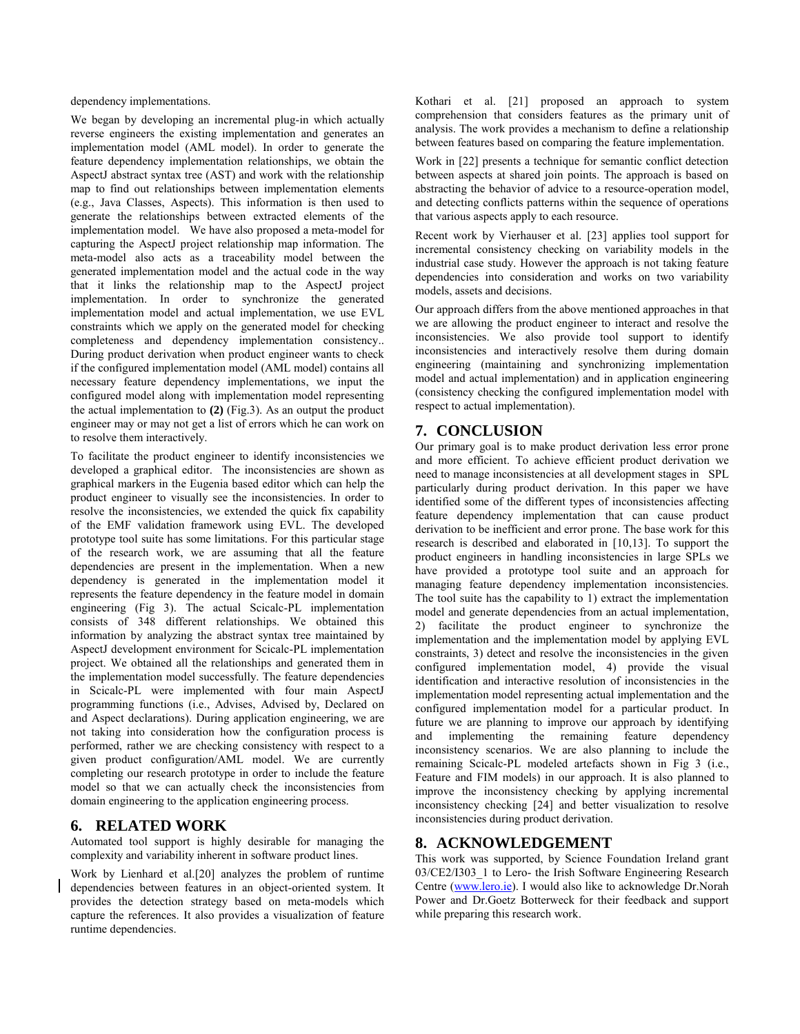dependency implementations.

We began by developing an incremental plug-in which actually reverse engineers the existing implementation and generates an implementation model (AML model). In order to generate the feature dependency implementation relationships, we obtain the AspectJ abstract syntax tree (AST) and work with the relationship map to find out relationships between implementation elements (e.g., Java Classes, Aspects). This information is then used to generate the relationships between extracted elements of the implementation model. We have also proposed a meta-model for capturing the AspectJ project relationship map information. The meta-model also acts as a traceability model between the generated implementation model and the actual code in the way that it links the relationship map to the AspectJ project implementation. In order to synchronize the generated implementation model and actual implementation, we use EVL constraints which we apply on the generated model for checking completeness and dependency implementation consistency.. During product derivation when product engineer wants to check if the configured implementation model (AML model) contains all necessary feature dependency implementations, we input the configured model along with implementation model representing the actual implementation to **(2)** (Fig.3). As an output the product engineer may or may not get a list of errors which he can work on to resolve them interactively.

To facilitate the product engineer to identify inconsistencies we developed a graphical editor. The inconsistencies are shown as graphical markers in the Eugenia based editor which can help the product engineer to visually see the inconsistencies. In order to resolve the inconsistencies, we extended the quick fix capability of the EMF validation framework using EVL. The developed prototype tool suite has some limitations. For this particular stage of the research work, we are assuming that all the feature dependencies are present in the implementation. When a new dependency is generated in the implementation model it represents the feature dependency in the feature model in domain engineering (Fig 3). The actual Scicalc-PL implementation consists of 348 different relationships. We obtained this information by analyzing the abstract syntax tree maintained by AspectJ development environment for Scicalc-PL implementation project. We obtained all the relationships and generated them in the implementation model successfully. The feature dependencies in Scicalc-PL were implemented with four main AspectJ programming functions (i.e., Advises, Advised by, Declared on and Aspect declarations). During application engineering, we are not taking into consideration how the configuration process is performed, rather we are checking consistency with respect to a given product configuration/AML model. We are currently completing our research prototype in order to include the feature model so that we can actually check the inconsistencies from domain engineering to the application engineering process.

## 6. RELATED WORK

Automated tool support is highly desirable for managing the complexity and variability inherent in software product lines.

Work by Lienhard et al.[20] analyzes the problem of runtime dependencies between features in an object-oriented system. It provides the detection strategy based on meta-models which capture the references. It also provides a visualization of feature runtime dependencies.

Kothari et al. [21] proposed an approach to system comprehension that considers features as the primary unit of analysis. The work provides a mechanism to define a relationship between features based on comparing the feature implementation.

Work in [22] presents a technique for semantic conflict detection between aspects at shared join points. The approach is based on abstracting the behavior of advice to a resource-operation model, and detecting conflicts patterns within the sequence of operations that various aspects apply to each resource.

Recent work by Vierhauser et al. [23] applies tool support for incremental consistency checking on variability models in the industrial case study. However the approach is not taking feature dependencies into consideration and works on two variability models, assets and decisions.

Our approach differs from the above mentioned approaches in that we are allowing the product engineer to interact and resolve the inconsistencies. We also provide tool support to identify inconsistencies and interactively resolve them during domain engineering (maintaining and synchronizing implementation model and actual implementation) and in application engineering (consistency checking the configured implementation model with respect to actual implementation).

## 7. CONCLUSION

Our primary goal is to make product derivation less error prone and more efficient. To achieve efficient product derivation we need to manage inconsistencies at all development stages in SPL particularly during product derivation. In this paper we have identified some of the different types of inconsistencies affecting feature dependency implementation that can cause product derivation to be inefficient and error prone. The base work for this research is described and elaborated in [10,13]. To support the product engineers in handling inconsistencies in large SPLs we have provided a prototype tool suite and an approach for managing feature dependency implementation inconsistencies. The tool suite has the capability to 1) extract the implementation model and generate dependencies from an actual implementation, 2) facilitate the product engineer to synchronize the implementation and the implementation model by applying EVL constraints, 3) detect and resolve the inconsistencies in the given configured implementation model, 4) provide the visual identification and interactive resolution of inconsistencies in the implementation model representing actual implementation and the configured implementation model for a particular product. In future we are planning to improve our approach by identifying and implementing the remaining feature dependency inconsistency scenarios. We are also planning to include the remaining Scicalc-PL modeled artefacts shown in Fig 3 (i.e., Feature and FIM models) in our approach. It is also planned to improve the inconsistency checking by applying incremental inconsistency checking [24] and better visualization to resolve inconsistencies during product derivation.

## 8. ACKNOWLEDGEMENT

This work was supported, by Science Foundation Ireland grant 03/CE2/I303_1 to Lero- the Irish Software Engineering Research Centre (www.lero.ie). I would also like to acknowledge Dr.Norah Power and Dr.Goetz Botterweck for their feedback and support while preparing this research work.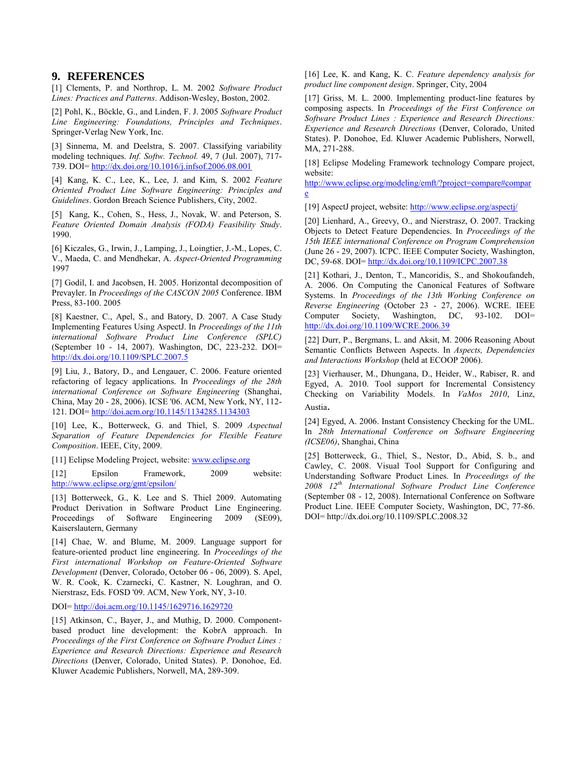## 9. REFERENCES

[1] Clements, P. and Northrop, L. M. 2002 *Software Product Lines: Practices and Patterns*. Addison-Wesley, Boston, 2002.

[2] Pohl, K., Böckle, G., and Linden, F. J. 2005 *Software Product Line Engineering: Foundations, Principles and Techniques*. Springer-Verlag New York, Inc.

[3] Sinnema, M. and Deelstra, S. 2007. Classifying variability modeling techniques. *Inf. Softw. Technol.* 49, 7 (Jul. 2007), 717-739. DOI= http://dx.doi.org/10.1016/j.infsof.2006.08.001

[4] Kang, K. C., Lee, K., Lee, J. and Kim, S. 2002 *Feature Oriented Product Line Software Engineering: Principles and Guidelines*. Gordon Breach Science Publishers, City, 2002.

[5] Kang, K., Cohen, S., Hess, J., Novak, W. and Peterson, S. *Feature Oriented Domain Analysis (FODA) Feasibility Study*. 1990.

[6] Kiczales, G., Irwin, J., Lamping, J., Loingtier, J.-M., Lopes, C. V., Maeda, C. and Mendhekar, A. *Aspect-Oriented Programming* 1997

[7] Godil, I. and Jacobsen, H. 2005. Horizontal decomposition of Prevayler. In *Proceedings of the CASCON 2005* Conference. IBM Press, 83-100. 2005

[8] Kaestner, C., Apel, S., and Batory, D. 2007. A Case Study Implementing Features Using AspectJ. In *Proceedings of the 11th international Software Product Line Conference (SPLC)* (September 10 - 14, 2007). Washington, DC, 223-232. DOI= http://dx.doi.org/10.1109/SPLC.2007.5

[9] Liu, J., Batory, D., and Lengauer, C. 2006. Feature oriented refactoring of legacy applications. In *Proceedings of the 28th international Conference on Software Engineering* (Shanghai, China, May 20 - 28, 2006). ICSE '06. ACM, New York, NY, 112-121. DOI= http://doi.acm.org/10.1145/1134285.1134303

[10] Lee, K., Botterweck, G. and Thiel, S. 2009 *Aspectual Separation of Feature Dependencies for Flexible Feature Composition*. IEEE, City, 2009.

[11] Eclipse Modeling Project, website: www.eclipse.org

[12] Epsilon Framework, 2009 website: http://www.eclipse.org/gmt/epsilon/

[13] Botterweck, G., K. Lee and S. Thiel 2009. Automating Product Derivation in Software Product Line Engineering. Proceedings of Software Engineering 2009 (SE09), Kaiserslautern, Germany

[14] Chae, W. and Blume, M. 2009. Language support for feature-oriented product line engineering. In *Proceedings of the First international Workshop on Feature-Oriented Software Development* (Denver, Colorado, October 06 - 06, 2009). S. Apel, W. R. Cook, K. Czarnecki, C. Kastner, N. Loughran, and O. Nierstrasz, Eds. FOSD '09. ACM, New York, NY, 3-10.

DOI= http://doi.acm.org/10.1145/1629716.1629720

[15] Atkinson, C., Bayer, J., and Muthig, D. 2000. Component-based product line development: the KobrA approach. In *Proceedings of the First Conference on Software Product Lines : Experience and Research Directions: Experience and Research Directions* (Denver, Colorado, United States). P. Donohoe, Ed. Kluwer Academic Publishers, Norwell, MA, 289-309.

[16] Lee, K. and Kang, K. C. *Feature dependency analysis for product line component design*. Springer, City, 2004

[17] Griss, M. L. 2000. Implementing product-line features by composing aspects. In *Proceedings of the First Conference on Software Product Lines : Experience and Research Directions: Experience and Research Directions* (Denver, Colorado, United States). P. Donohoe, Ed. Kluwer Academic Publishers, Norwell, MA, 271-288.

[18] Eclipse Modeling Framework technology Compare project, website: http://www.eclipse.org/modeling/emft/?project=compare#compare

[19] AspectJ project, website: http://www.eclipse.org/aspectj/

[20] Lienhard, A., Greevy, O., and Nierstrasz, O. 2007. Tracking Objects to Detect Feature Dependencies. In *Proceedings of the 15th IEEE international Conference on Program Comprehension* (June 26 - 29, 2007). ICPC. IEEE Computer Society, Washington, DC, 59-68. DOI= http://dx.doi.org/10.1109/ICPC.2007.38

[21] Kothari, J., Denton, T., Mancoridis, S., and Shokoufandeh, A. 2006. On Computing the Canonical Features of Software Systems. In *Proceedings of the 13th Working Conference on Reverse Engineering* (October 23 - 27, 2006). WCRE. IEEE Computer Society, Washington, DC, 93-102. DOI= http://dx.doi.org/10.1109/WCRE.2006.39

[22] Durr, P., Bergmans, L. and Aksit, M. 2006 Reasoning About Semantic Conflicts Between Aspects. In *Aspects, Dependencies and Interactions Workshop* (held at ECOOP 2006).

[23] Vierhauser, M., Dhungana, D., Heider, W., Rabiser, R. and Egyed, A. 2010. Tool support for Incremental Consistency Checking on Variability Models. In *VaMos 2010*, Linz, Austia.

[24] Egyed, A. 2006. Instant Consistency Checking for the UML. In *28th International Conference on Software Engineering (ICSE06)*, Shanghai, China

[25] Botterweck, G., Thiel, S., Nestor, D., Abid, S. b., and Cawley, C. 2008. Visual Tool Support for Configuring and Understanding Software Product Lines. In *Proceedings of the 2008 12th International Software Product Line Conference* (September 08 - 12, 2008). International Conference on Software Product Line. IEEE Computer Society, Washington, DC, 77-86. DOI= http://dx.doi.org/10.1109/SPLC.2008.32